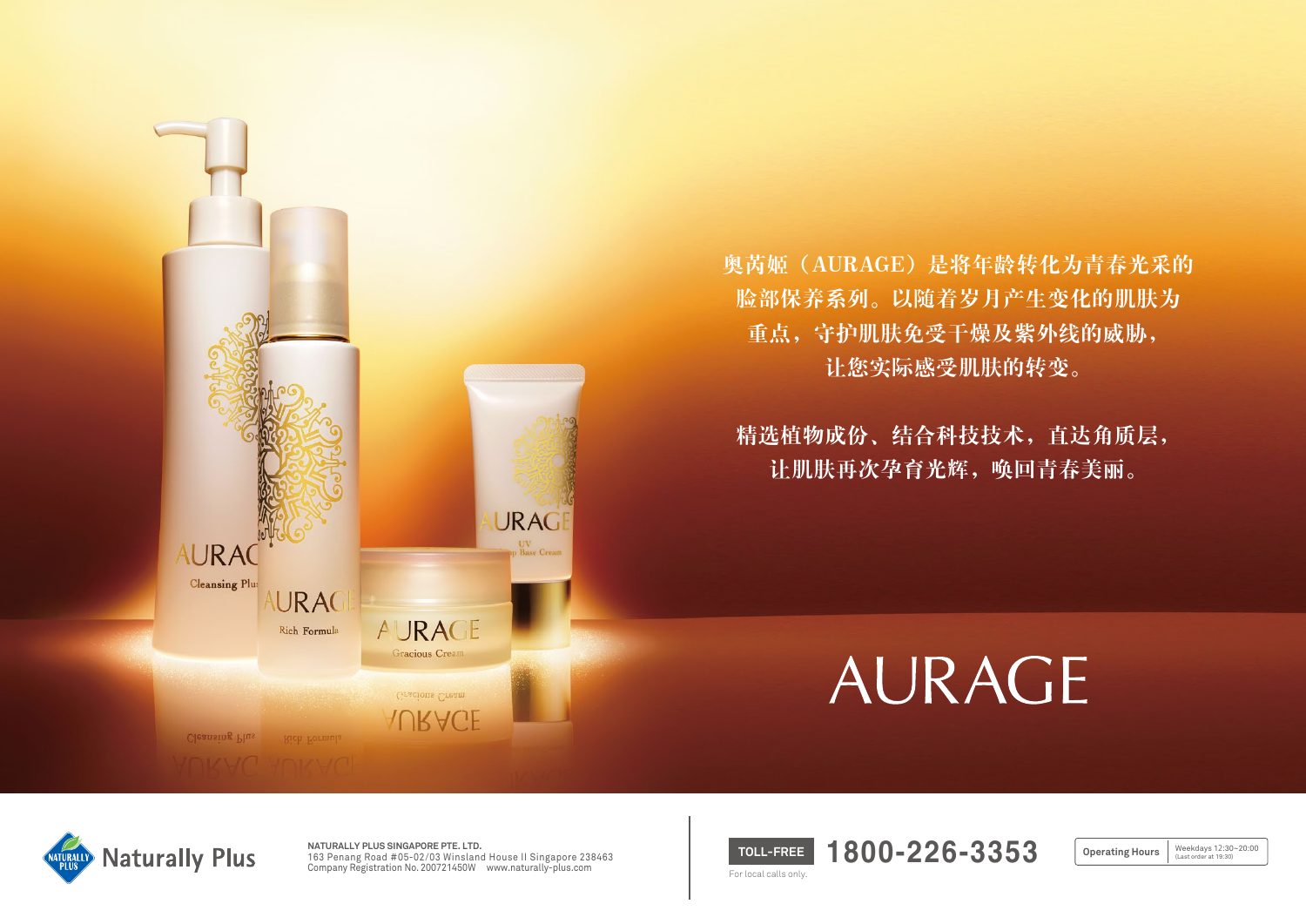奥芮姬（AURAGE）是将年龄转化为青春光采的脸部保养系列。以随着岁月产生变化的肌肤为重点，守护肌肤免受干燥及紫外线的威胁，让您实际感受肌肤的转变。

精选植物成份、结合科技技术，直达角质层，让肌肤再次孕育光辉，唤回青春美丽。

# AURAGE

Naturally Plus

**NATURALLY PLUS SINGAPORE PTE. LTD.**
163 Penang Road #05-02/03 Winsland House II Singapore 238463
Company Registration No. 200721450W www.naturally-plus.com

**TOLL-FREE** **1800-226-3353**
For local calls only.

**Operating Hours** Weekdays 12:30–20:00 (Last order at 19:30)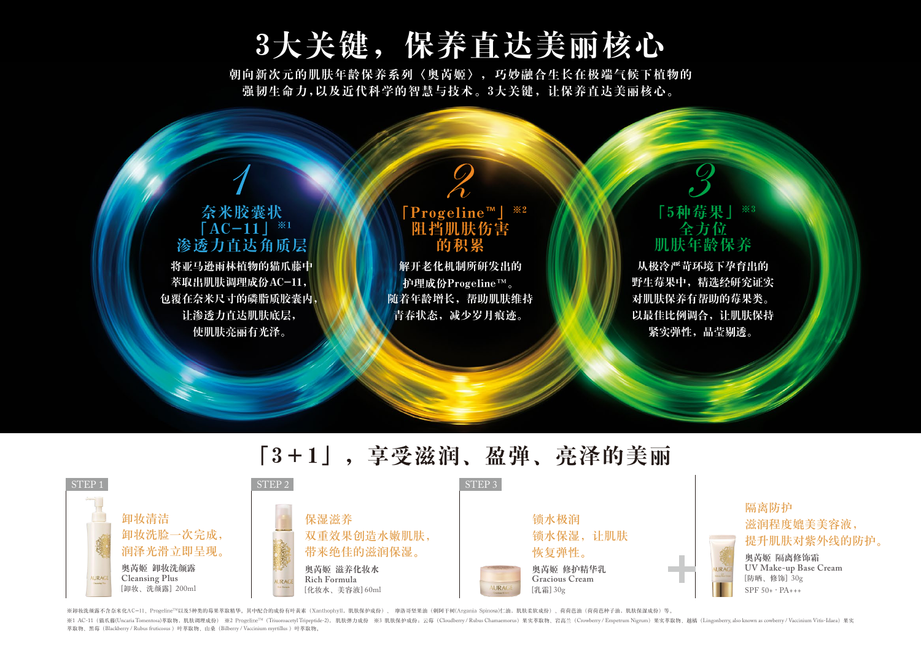# 3大关键，保养直达美丽核心

朝向新次元的肌肤年龄保养系列〈奥芮姬〉，巧妙融合生长在极端气候下植物的强韧生命力，以及近代科学的智慧与技术。3大关键，让保养直达美丽核心。

## 1

### 奈米胶囊状「AC-11」※1 渗透力直达角质层

将亚马逊雨林植物的猫爪藤中萃取出肌肤调理成份AC-11，包覆在奈米尺寸的磷脂质胶囊内，让渗透力直达肌肤底层，使肌肤亮丽有光泽。

## 2

### 「Progeline™」※2 阻挡肌肤伤害的积累

解开老化机制所研发出的护理成份Progeline™。随着年龄增长，帮助肌肤维持青春状态，减少岁月痕迹。

## 3

### 「5种莓果」※3 全方位肌肤年龄保养

从极冷严苛环境下孕育出的野生莓果中，精选经研究证实对肌肤保养有帮助的莓果类。以最佳比例调合，让肌肤保持紧实弹性，晶莹剔透。

# 「3+1」，享受滋润、盈弹、亮泽的美丽

**STEP 1**

卸妆清洁
卸妆洗脸一次完成，润泽光滑立即呈现。

奥芮姬 卸妆洗颜露
Cleansing Plus
[卸妆、洗颜露] 200ml

**STEP 2**

保湿滋养
双重效果创造水嫩肌肤，带来绝佳的滋润保湿。

奥芮姬 滋养化妆水
Rich Formula
[化妆水、美容液] 60ml

**STEP 3**

锁水极润
锁水保湿，让肌肤恢复弹性。

奥芮姬 修护精华乳
Gracious Cream
[乳霜] 30g

**+**

隔离防护
滋润程度媲美美容液，提升肌肤对紫外线的防护。

奥芮姬 隔离修饰霜
UV Make-up Base Cream
[防晒、修饰] 30g
SPF 50+・PA+++

※卸妆洗颜露不含奈米化AC-11、Progeline™以及5种类的莓果萃取精华。其中配合的成份有叶黄素（Xanthophyll，肌肤保护成份）、摩洛哥坚果油（刺阿干树(Argania Spinosa)仁油，肌肤柔软成份）、荷荷芭油（荷荷芭种子油，肌肤保湿成份）等。
※1 AC-11（猫爪藤(Uncaria Tomentosa)萃取物，肌肤调理成份） ※2 Progeline™（Trifluoroacetyl Tripeptide-2），肌肤弹力成份 ※3 肌肤保护成份：云莓（Cloudberry / Rubus Chamaemorus）果实萃取物、岩高兰（Crowberry / Empetrum Nigrum）果实萃取物、越橘（Lingonberry, also known as cowberry / Vaccinium Vitis-Idaea）果实萃取物、黑莓（Blackberry / Rubus fruticosus）叶萃取物、山桑（Bilberry / Vaccinium myrtillus）叶萃取物。